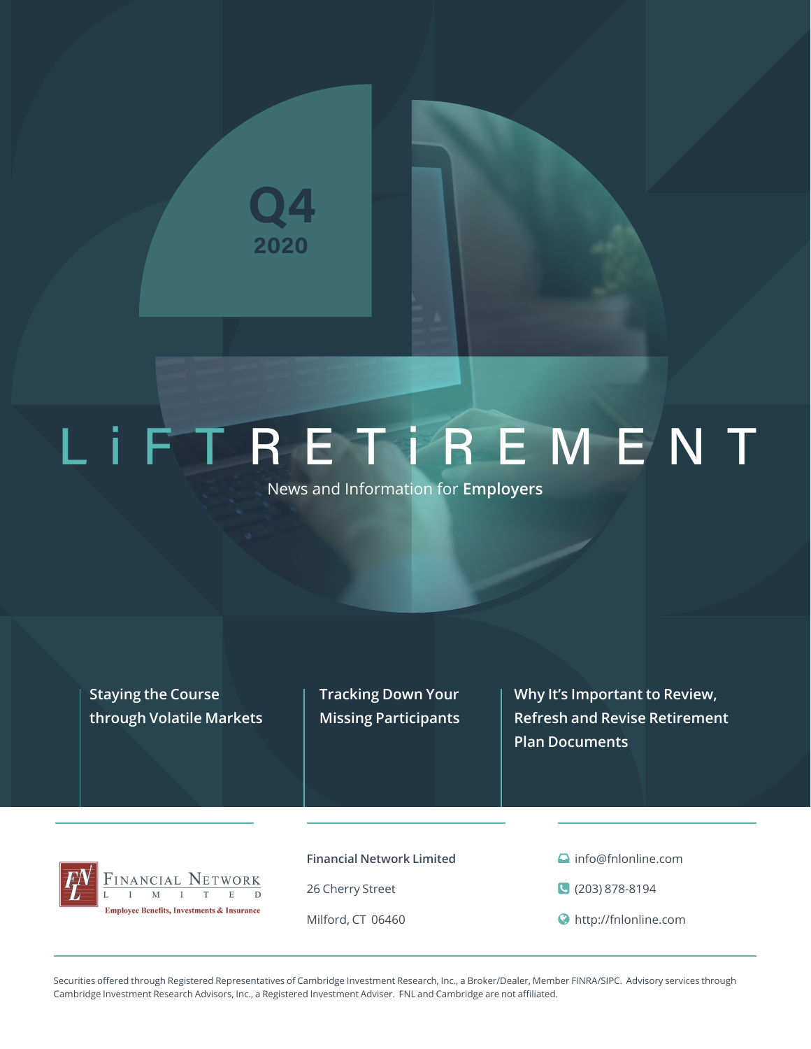Q4
2020

# LiFT RETiREMENT

News and Information for **Employers**

**Staying the Course through Volatile Markets**

**Tracking Down Your Missing Participants**

**Why It's Important to Review, Refresh and Revise Retirement Plan Documents**

Financial Network Limited
Employee Benefits, Investments & Insurance

**Financial Network Limited**

26 Cherry Street

Milford, CT 06460

info@fnlonline.com

(203) 878-8194

http://fnlonline.com

Securities offered through Registered Representatives of Cambridge Investment Research, Inc., a Broker/Dealer, Member FINRA/SIPC. Advisory services through Cambridge Investment Research Advisors, Inc., a Registered Investment Adviser. FNL and Cambridge are not affiliated.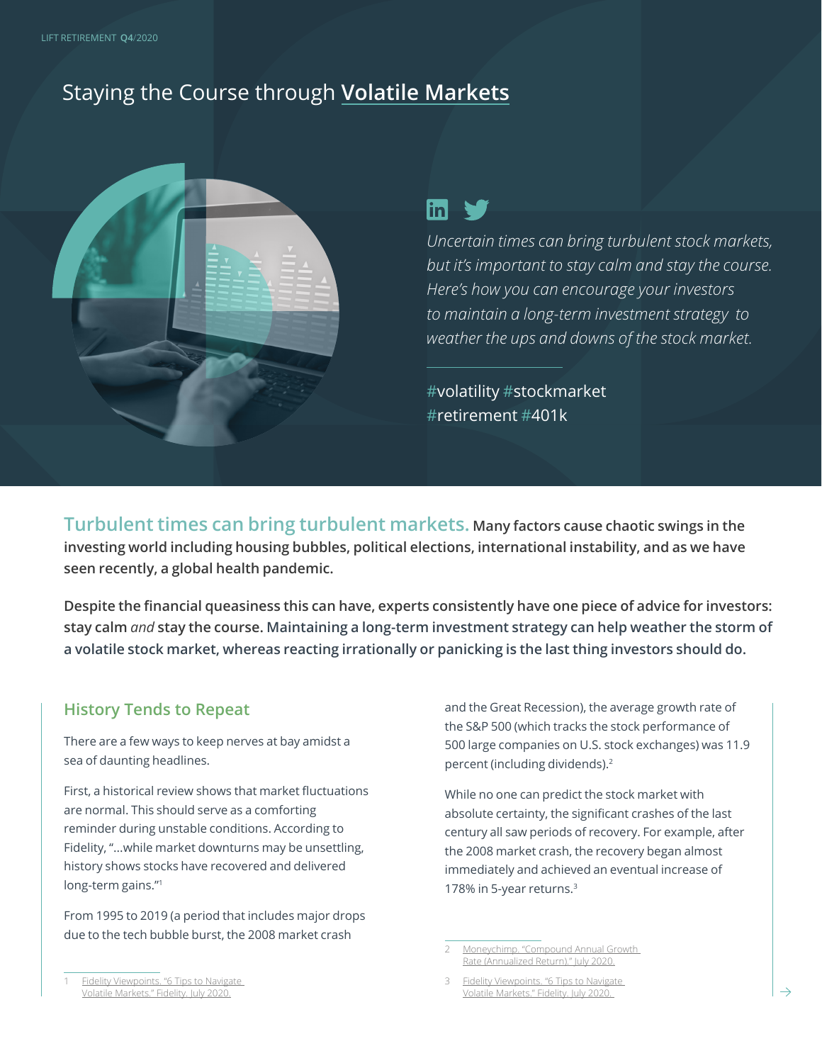# Staying the Course through Volatile Markets

*Uncertain times can bring turbulent stock markets, but it's important to stay calm and stay the course. Here's how you can encourage your investors to maintain a long-term investment strategy to weather the ups and downs of the stock market.*

#volatility #stockmarket #retirement #401k

**Turbulent times can bring turbulent markets. Many factors cause chaotic swings in the investing world including housing bubbles, political elections, international instability, and as we have seen recently, a global health pandemic.**

**Despite the financial queasiness this can have, experts consistently have one piece of advice for investors: stay calm *and* stay the course. Maintaining a long-term investment strategy can help weather the storm of a volatile stock market, whereas reacting irrationally or panicking is the last thing investors should do.**

## History Tends to Repeat

There are a few ways to keep nerves at bay amidst a sea of daunting headlines.

First, a historical review shows that market fluctuations are normal. This should serve as a comforting reminder during unstable conditions. According to Fidelity, "...while market downturns may be unsettling, history shows stocks have recovered and delivered long-term gains."[1]

From 1995 to 2019 (a period that includes major drops due to the tech bubble burst, the 2008 market crash and the Great Recession), the average growth rate of the S&P 500 (which tracks the stock performance of 500 large companies on U.S. stock exchanges) was 11.9 percent (including dividends).[2]

While no one can predict the stock market with absolute certainty, the significant crashes of the last century all saw periods of recovery. For example, after the 2008 market crash, the recovery began almost immediately and achieved an eventual increase of 178% in 5-year returns.[3]

---

1 Fidelity Viewpoints. "6 Tips to Navigate Volatile Markets." Fidelity. July 2020.

2 Moneychimp. "Compound Annual Growth Rate (Annualized Return)." July 2020.

3 Fidelity Viewpoints. "6 Tips to Navigate Volatile Markets." Fidelity. July 2020.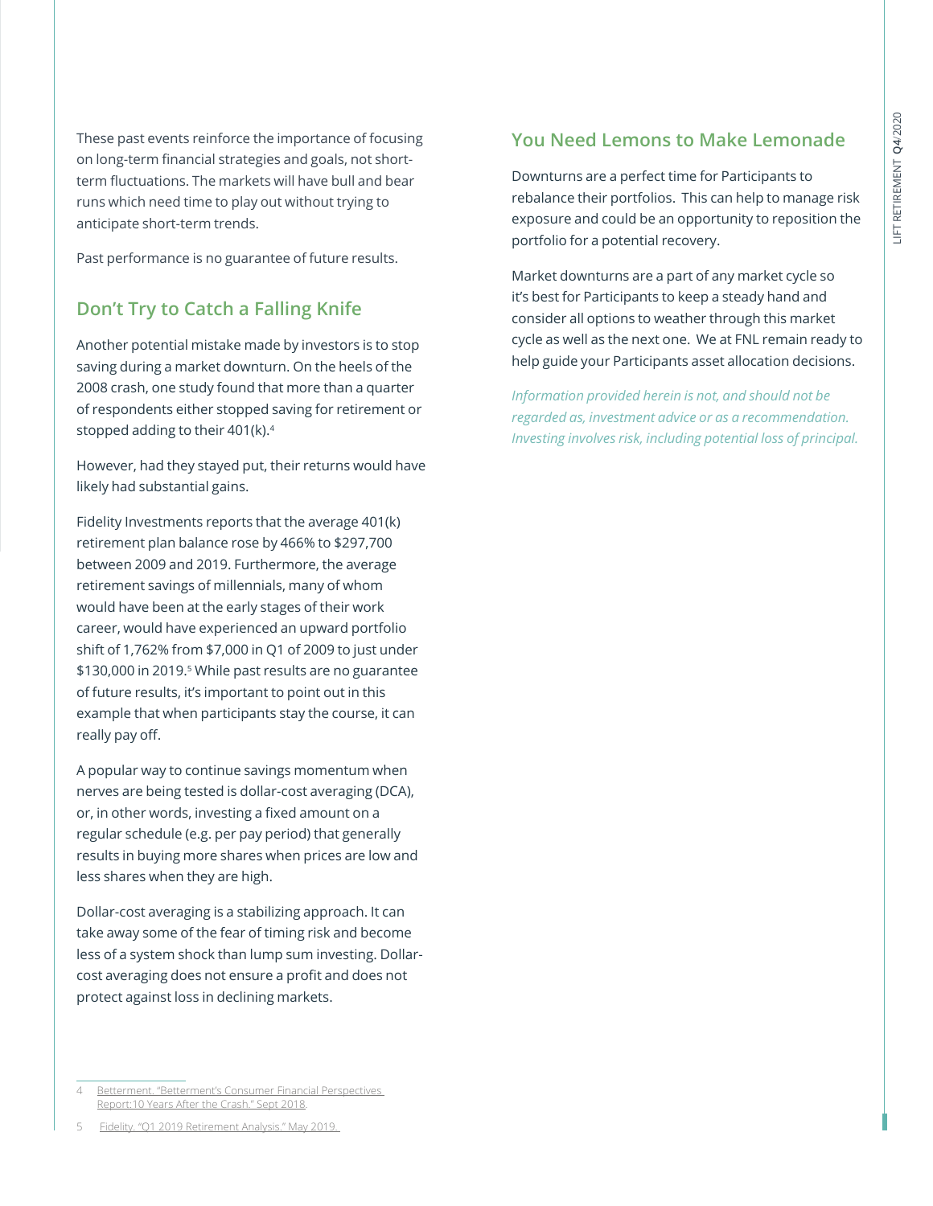These past events reinforce the importance of focusing on long-term financial strategies and goals, not short-term fluctuations. The markets will have bull and bear runs which need time to play out without trying to anticipate short-term trends.

Past performance is no guarantee of future results.

## Don't Try to Catch a Falling Knife

Another potential mistake made by investors is to stop saving during a market downturn. On the heels of the 2008 crash, one study found that more than a quarter of respondents either stopped saving for retirement or stopped adding to their 401(k).[4]

However, had they stayed put, their returns would have likely had substantial gains.

Fidelity Investments reports that the average 401(k) retirement plan balance rose by 466% to $297,700 between 2009 and 2019. Furthermore, the average retirement savings of millennials, many of whom would have been at the early stages of their work career, would have experienced an upward portfolio shift of 1,762% from $7,000 in Q1 of 2009 to just under $130,000 in 2019.[5] While past results are no guarantee of future results, it's important to point out in this example that when participants stay the course, it can really pay off.

A popular way to continue savings momentum when nerves are being tested is dollar-cost averaging (DCA), or, in other words, investing a fixed amount on a regular schedule (e.g. per pay period) that generally results in buying more shares when prices are low and less shares when they are high.

Dollar-cost averaging is a stabilizing approach. It can take away some of the fear of timing risk and become less of a system shock than lump sum investing. Dollar-cost averaging does not ensure a profit and does not protect against loss in declining markets.

## You Need Lemons to Make Lemonade

Downturns are a perfect time for Participants to rebalance their portfolios. This can help to manage risk exposure and could be an opportunity to reposition the portfolio for a potential recovery.

Market downturns are a part of any market cycle so it's best for Participants to keep a steady hand and consider all options to weather through this market cycle as well as the next one. We at FNL remain ready to help guide your Participants asset allocation decisions.

*Information provided herein is not, and should not be regarded as, investment advice or as a recommendation. Investing involves risk, including potential loss of principal.*

---

4 Betterment. "Betterment's Consumer Financial Perspectives Report:10 Years After the Crash." Sept 2018.

5 Fidelity. "Q1 2019 Retirement Analysis." May 2019.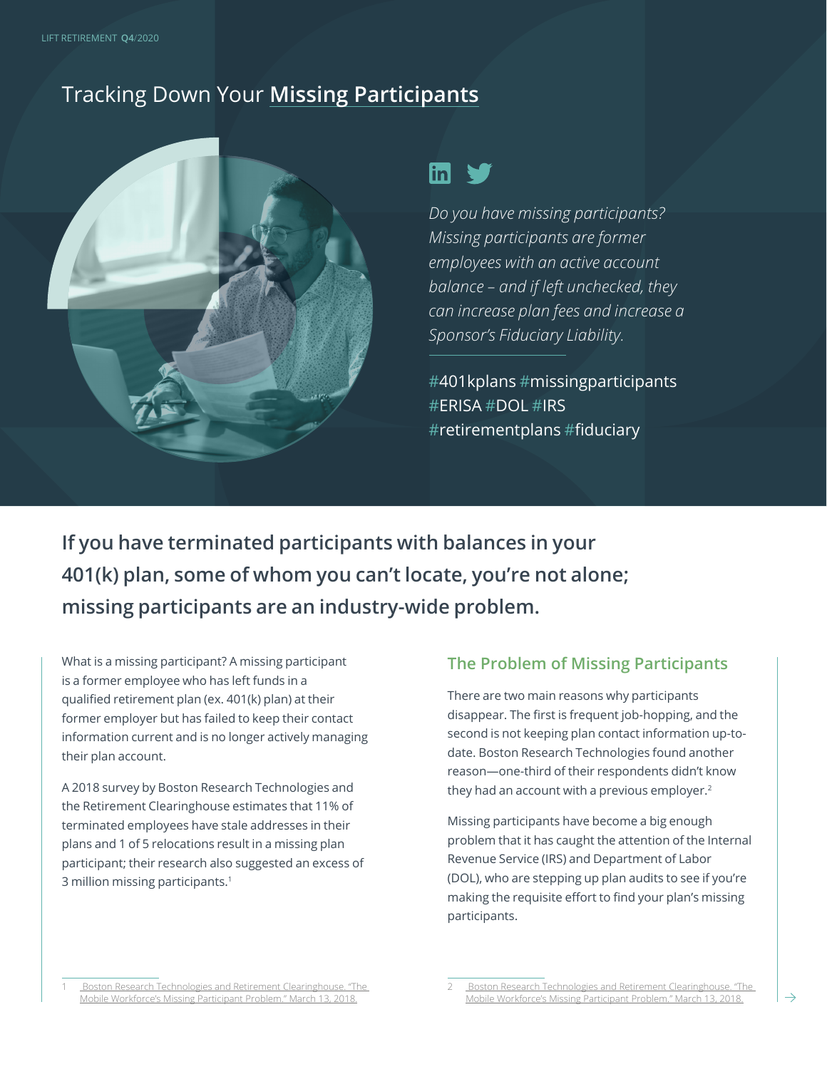# Tracking Down Your **Missing Participants**

*Do you have missing participants? Missing participants are former employees with an active account balance – and if left unchecked, they can increase plan fees and increase a Sponsor's Fiduciary Liability.*

#401kplans #missingparticipants #ERISA #DOL #IRS #retirementplans #fiduciary

## If you have terminated participants with balances in your 401(k) plan, some of whom you can't locate, you're not alone; missing participants are an industry-wide problem.

What is a missing participant? A missing participant is a former employee who has left funds in a qualified retirement plan (ex. 401(k) plan) at their former employer but has failed to keep their contact information current and is no longer actively managing their plan account.

A 2018 survey by Boston Research Technologies and the Retirement Clearinghouse estimates that 11% of terminated employees have stale addresses in their plans and 1 of 5 relocations result in a missing plan participant; their research also suggested an excess of 3 million missing participants.[1]

### The Problem of Missing Participants

There are two main reasons why participants disappear. The first is frequent job-hopping, and the second is not keeping plan contact information up-to-date. Boston Research Technologies found another reason—one-third of their respondents didn't know they had an account with a previous employer.[2]

Missing participants have become a big enough problem that it has caught the attention of the Internal Revenue Service (IRS) and Department of Labor (DOL), who are stepping up plan audits to see if you're making the requisite effort to find your plan's missing participants.

1. Boston Research Technologies and Retirement Clearinghouse. "The Mobile Workforce's Missing Participant Problem." March 13, 2018.

2. Boston Research Technologies and Retirement Clearinghouse. "The Mobile Workforce's Missing Participant Problem." March 13, 2018.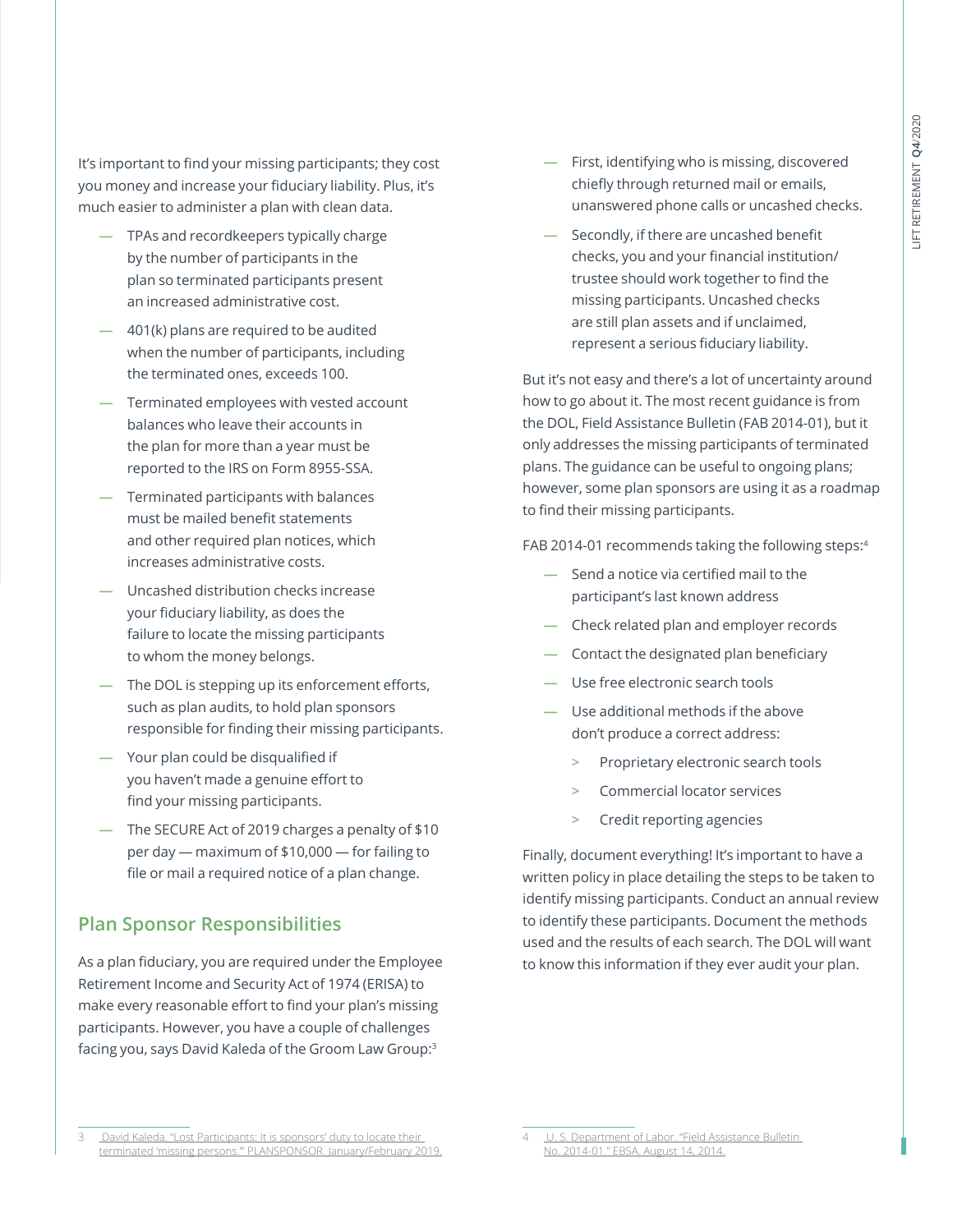It's important to find your missing participants; they cost you money and increase your fiduciary liability. Plus, it's much easier to administer a plan with clean data.

- TPAs and recordkeepers typically charge by the number of participants in the plan so terminated participants present an increased administrative cost.
- 401(k) plans are required to be audited when the number of participants, including the terminated ones, exceeds 100.
- Terminated employees with vested account balances who leave their accounts in the plan for more than a year must be reported to the IRS on Form 8955-SSA.
- Terminated participants with balances must be mailed benefit statements and other required plan notices, which increases administrative costs.
- Uncashed distribution checks increase your fiduciary liability, as does the failure to locate the missing participants to whom the money belongs.
- The DOL is stepping up its enforcement efforts, such as plan audits, to hold plan sponsors responsible for finding their missing participants.
- Your plan could be disqualified if you haven't made a genuine effort to find your missing participants.
- The SECURE Act of 2019 charges a penalty of $10 per day — maximum of $10,000 — for failing to file or mail a required notice of a plan change.

## Plan Sponsor Responsibilities

As a plan fiduciary, you are required under the Employee Retirement Income and Security Act of 1974 (ERISA) to make every reasonable effort to find your plan's missing participants. However, you have a couple of challenges facing you, says David Kaleda of the Groom Law Group:[3]

- First, identifying who is missing, discovered chiefly through returned mail or emails, unanswered phone calls or uncashed checks.
- Secondly, if there are uncashed benefit checks, you and your financial institution/trustee should work together to find the missing participants. Uncashed checks are still plan assets and if unclaimed, represent a serious fiduciary liability.

But it's not easy and there's a lot of uncertainty around how to go about it. The most recent guidance is from the DOL, Field Assistance Bulletin (FAB 2014-01), but it only addresses the missing participants of terminated plans. The guidance can be useful to ongoing plans; however, some plan sponsors are using it as a roadmap to find their missing participants.

FAB 2014-01 recommends taking the following steps:[4]

- Send a notice via certified mail to the participant's last known address
- Check related plan and employer records
- Contact the designated plan beneficiary
- Use free electronic search tools
- Use additional methods if the above don't produce a correct address:
  - Proprietary electronic search tools
  - Commercial locator services
  - Credit reporting agencies

Finally, document everything! It's important to have a written policy in place detailing the steps to be taken to identify missing participants. Conduct an annual review to identify these participants. Document the methods used and the results of each search. The DOL will want to know this information if they ever audit your plan.

---

3 David Kaleda. "Lost Participants: It is sponsors' duty to locate their terminated 'missing persons.'" PLANSPONSOR. January/February 2019.

4 U. S. Department of Labor. "Field Assistance Bulletin No. 2014-01." EBSA. August 14, 2014.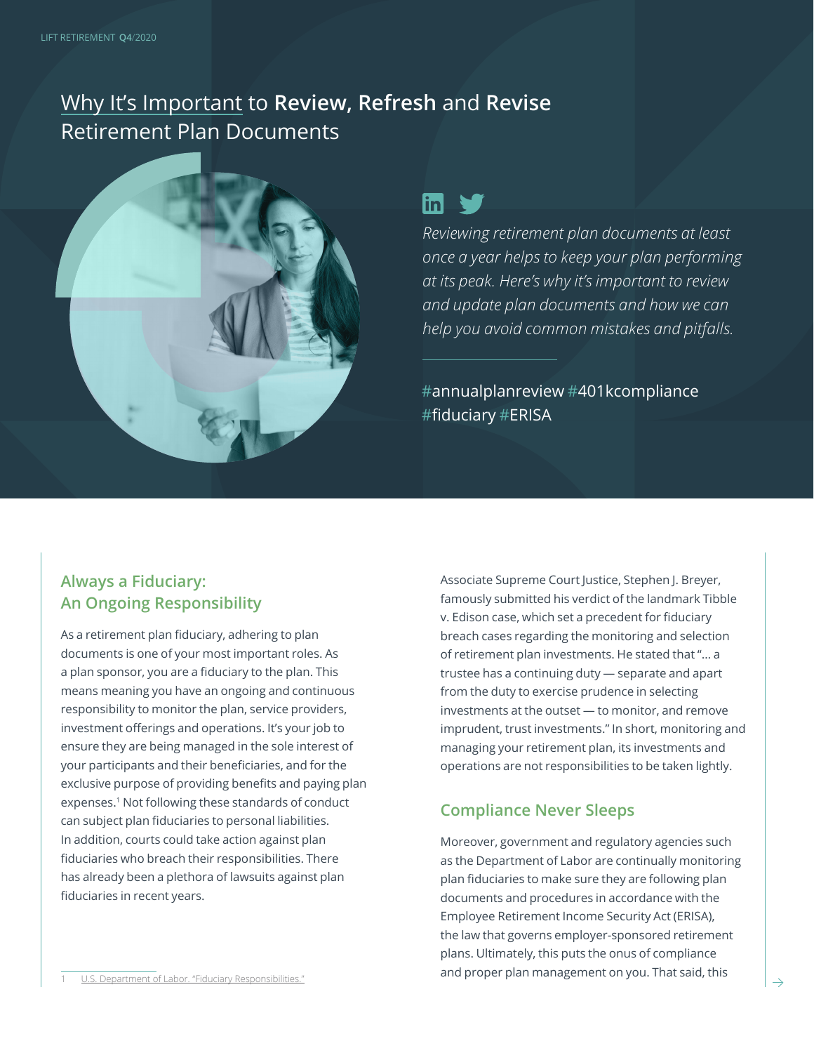# Why It's Important to **Review, Refresh** and **Revise** Retirement Plan Documents

*Reviewing retirement plan documents at least once a year helps to keep your plan performing at its peak. Here's why it's important to review and update plan documents and how we can help you avoid common mistakes and pitfalls.*

#annualplanreview #401kcompliance #fiduciary #ERISA

## Always a Fiduciary: An Ongoing Responsibility

As a retirement plan fiduciary, adhering to plan documents is one of your most important roles. As a plan sponsor, you are a fiduciary to the plan. This means meaning you have an ongoing and continuous responsibility to monitor the plan, service providers, investment offerings and operations. It's your job to ensure they are being managed in the sole interest of your participants and their beneficiaries, and for the exclusive purpose of providing benefits and paying plan expenses.[1] Not following these standards of conduct can subject plan fiduciaries to personal liabilities. In addition, courts could take action against plan fiduciaries who breach their responsibilities. There has already been a plethora of lawsuits against plan fiduciaries in recent years.

Associate Supreme Court Justice, Stephen J. Breyer, famously submitted his verdict of the landmark Tibble v. Edison case, which set a precedent for fiduciary breach cases regarding the monitoring and selection of retirement plan investments. He stated that "... a trustee has a continuing duty — separate and apart from the duty to exercise prudence in selecting investments at the outset — to monitor, and remove imprudent, trust investments." In short, monitoring and managing your retirement plan, its investments and operations are not responsibilities to be taken lightly.

## Compliance Never Sleeps

Moreover, government and regulatory agencies such as the Department of Labor are continually monitoring plan fiduciaries to make sure they are following plan documents and procedures in accordance with the Employee Retirement Income Security Act (ERISA), the law that governs employer-sponsored retirement plans. Ultimately, this puts the onus of compliance and proper plan management on you. That said, this

1 U.S. Department of Labor. "Fiduciary Responsibilities."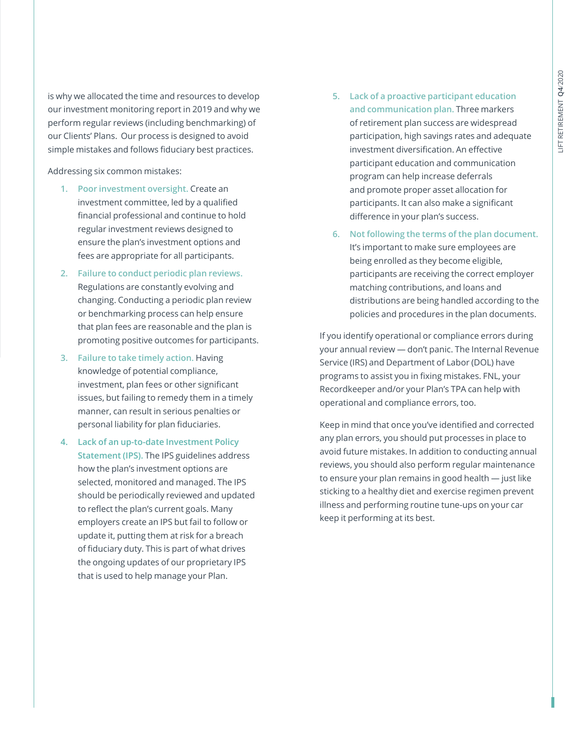is why we allocated the time and resources to develop our investment monitoring report in 2019 and why we perform regular reviews (including benchmarking) of our Clients' Plans. Our process is designed to avoid simple mistakes and follows fiduciary best practices.

Addressing six common mistakes:

1. **Poor investment oversight.** Create an investment committee, led by a qualified financial professional and continue to hold regular investment reviews designed to ensure the plan's investment options and fees are appropriate for all participants.
2. **Failure to conduct periodic plan reviews.** Regulations are constantly evolving and changing. Conducting a periodic plan review or benchmarking process can help ensure that plan fees are reasonable and the plan is promoting positive outcomes for participants.
3. **Failure to take timely action.** Having knowledge of potential compliance, investment, plan fees or other significant issues, but failing to remedy them in a timely manner, can result in serious penalties or personal liability for plan fiduciaries.
4. **Lack of an up-to-date Investment Policy Statement (IPS).** The IPS guidelines address how the plan's investment options are selected, monitored and managed. The IPS should be periodically reviewed and updated to reflect the plan's current goals. Many employers create an IPS but fail to follow or update it, putting them at risk for a breach of fiduciary duty. This is part of what drives the ongoing updates of our proprietary IPS that is used to help manage your Plan.
5. **Lack of a proactive participant education and communication plan.** Three markers of retirement plan success are widespread participation, high savings rates and adequate investment diversification. An effective participant education and communication program can help increase deferrals and promote proper asset allocation for participants. It can also make a significant difference in your plan's success.
6. **Not following the terms of the plan document.** It's important to make sure employees are being enrolled as they become eligible, participants are receiving the correct employer matching contributions, and loans and distributions are being handled according to the policies and procedures in the plan documents.

If you identify operational or compliance errors during your annual review — don't panic. The Internal Revenue Service (IRS) and Department of Labor (DOL) have programs to assist you in fixing mistakes. FNL, your Recordkeeper and/or your Plan's TPA can help with operational and compliance errors, too.

Keep in mind that once you've identified and corrected any plan errors, you should put processes in place to avoid future mistakes. In addition to conducting annual reviews, you should also perform regular maintenance to ensure your plan remains in good health — just like sticking to a healthy diet and exercise regimen prevent illness and performing routine tune-ups on your car keep it performing at its best.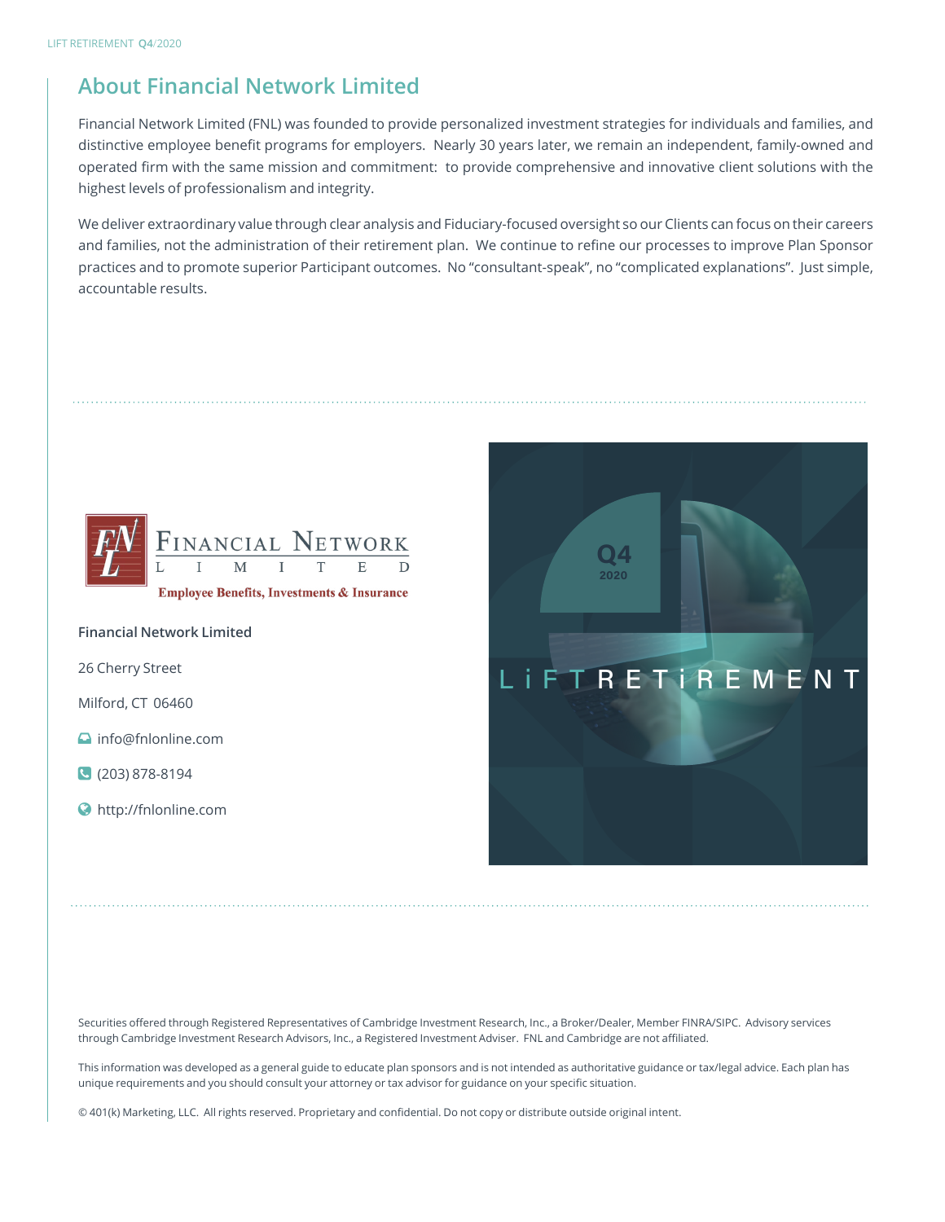## About Financial Network Limited

Financial Network Limited (FNL) was founded to provide personalized investment strategies for individuals and families, and distinctive employee benefit programs for employers. Nearly 30 years later, we remain an independent, family-owned and operated firm with the same mission and commitment: to provide comprehensive and innovative client solutions with the highest levels of professionalism and integrity.

We deliver extraordinary value through clear analysis and Fiduciary-focused oversight so our Clients can focus on their careers and families, not the administration of their retirement plan. We continue to refine our processes to improve Plan Sponsor practices and to promote superior Participant outcomes. No "consultant-speak", no "complicated explanations". Just simple, accountable results.

FINANCIAL NETWORK LIMITED

Employee Benefits, Investments & Insurance

**Financial Network Limited**

26 Cherry Street

Milford, CT 06460

info@fnlonline.com

(203) 878-8194

http://fnlonline.com

Q4 2020

LIFT RETIREMENT

Securities offered through Registered Representatives of Cambridge Investment Research, Inc., a Broker/Dealer, Member FINRA/SIPC. Advisory services through Cambridge Investment Research Advisors, Inc., a Registered Investment Adviser. FNL and Cambridge are not affiliated.

This information was developed as a general guide to educate plan sponsors and is not intended as authoritative guidance or tax/legal advice. Each plan has unique requirements and you should consult your attorney or tax advisor for guidance on your specific situation.

© 401(k) Marketing, LLC. All rights reserved. Proprietary and confidential. Do not copy or distribute outside original intent.